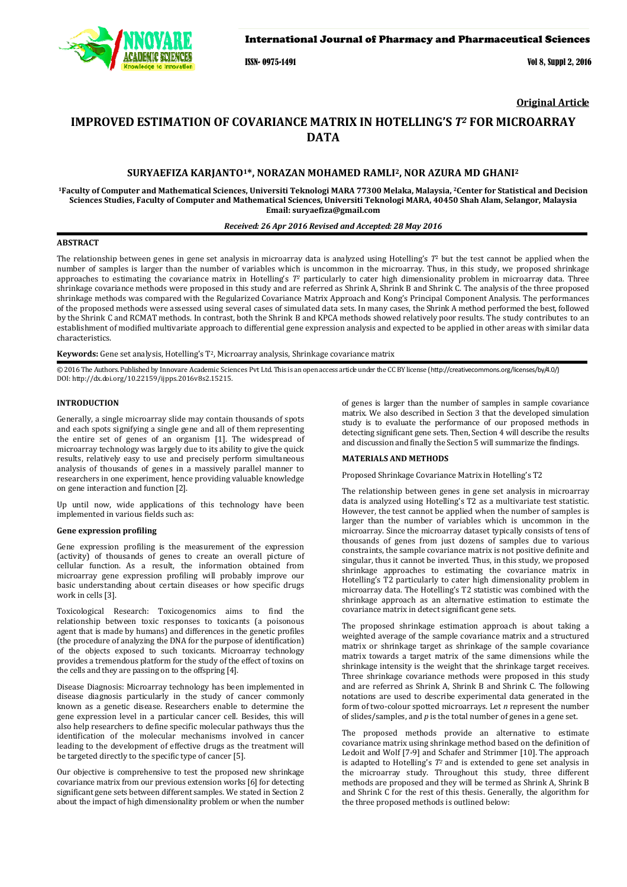Original Article

# IMPROVED ESTIMATION OF COVARIANCE MATRIX IN HOTELLING'S $T^2$ FOR MICROARRAY DATA

**SURYAEFIZA KARJANTO[1]*, NORAZAN MOHAMED RAMLI[2], NOR AZURA MD GHANI[2]**

[1]Faculty of Computer and Mathematical Sciences, Universiti Teknologi MARA 77300 Melaka, Malaysia, [2]Center for Statistical and Decision Sciences Studies, Faculty of Computer and Mathematical Sciences, Universiti Teknologi MARA, 40450 Shah Alam, Selangor, Malaysia
Email: suryaefiza@gmail.com

*Received: 26 Apr 2016 Revised and Accepted: 28 May 2016*

## ABSTRACT

The relationship between genes in gene set analysis in microarray data is analyzed using Hotelling's $T^2$ but the test cannot be applied when the number of samples is larger than the number of variables which is uncommon in the microarray. Thus, in this study, we proposed shrinkage approaches to estimating the covariance matrix in Hotelling's $T^2$ particularly to cater high dimensionality problem in microarray data. Three shrinkage covariance methods were proposed in this study and are referred as Shrink A, Shrink B and Shrink C. The analysis of the three proposed shrinkage methods was compared with the Regularized Covariance Matrix Approach and Kong's Principal Component Analysis. The performances of the proposed methods were assessed using several cases of simulated data sets. In many cases, the Shrink A method performed the best, followed by the Shrink C and RCMAT methods. In contrast, both the Shrink B and KPCA methods showed relatively poor results. The study contributes to an establishment of modified multivariate approach to differential gene expression analysis and expected to be applied in other areas with similar data characteristics.

**Keywords:** Gene set analysis, Hotelling's $T^2$, Microarray analysis, Shrinkage covariance matrix

© 2016 The Authors. Published by Innovare Academic Sciences Pvt Ltd. This is an open access article under the CC BY license (http://creativecommons.org/licenses/by/4.0/)
DOI: http://dx.doi.org/10.22159/ijpps.2016v8s2.15215.

## INTRODUCTION

Generally, a single microarray slide may contain thousands of spots and each spots signifying a single gene and all of them representing the entire set of genes of an organism [1]. The widespread of microarray technology was largely due to its ability to give the quick results, relatively easy to use and precisely perform simultaneous analysis of thousands of genes in a massively parallel manner to researchers in one experiment, hence providing valuable knowledge on gene interaction and function [2].

Up until now, wide applications of this technology have been implemented in various fields such as:

### Gene expression profiling

Gene expression profiling is the measurement of the expression (activity) of thousands of genes to create an overall picture of cellular function. As a result, the information obtained from microarray gene expression profiling will probably improve our basic understanding about certain diseases or how specific drugs work in cells [3].

Toxicological Research: Toxicogenomics aims to find the relationship between toxic responses to toxicants (a poisonous agent that is made by humans) and differences in the genetic profiles (the procedure of analyzing the DNA for the purpose of identification) of the objects exposed to such toxicants. Microarray technology provides a tremendous platform for the study of the effect of toxins on the cells and they are passing on to the offspring [4].

Disease Diagnosis: Microarray technology has been implemented in disease diagnosis particularly in the study of cancer commonly known as a genetic disease. Researchers enable to determine the gene expression level in a particular cancer cell. Besides, this will also help researchers to define specific molecular pathways thus the identification of the molecular mechanisms involved in cancer leading to the development of effective drugs as the treatment will be targeted directly to the specific type of cancer [5].

Our objective is comprehensive to test the proposed new shrinkage covariance matrix from our previous extension works [6] for detecting significant gene sets between different samples. We stated in Section 2 about the impact of high dimensionality problem or when the number of genes is larger than the number of samples in sample covariance matrix. We also described in Section 3 that the developed simulation study is to evaluate the performance of our proposed methods in detecting significant gene sets. Then, Section 4 will describe the results and discussion and finally the Section 5 will summarize the findings.

## MATERIALS AND METHODS

Proposed Shrinkage Covariance Matrix in Hotelling's T2

The relationship between genes in gene set analysis in microarray data is analyzed using Hotelling's T2 as a multivariate test statistic. However, the test cannot be applied when the number of samples is larger than the number of variables which is uncommon in the microarray. Since the microarray dataset typically consists of tens of thousands of genes from just dozens of samples due to various constraints, the sample covariance matrix is not positive definite and singular, thus it cannot be inverted. Thus, in this study, we proposed shrinkage approaches to estimating the covariance matrix in Hotelling's T2 particularly to cater high dimensionality problem in microarray data. The Hotelling's T2 statistic was combined with the shrinkage approach as an alternative estimation to estimate the covariance matrix in detect significant gene sets.

The proposed shrinkage estimation approach is about taking a weighted average of the sample covariance matrix and a structured matrix or shrinkage target as shrinkage of the sample covariance matrix towards a target matrix of the same dimensions while the shrinkage intensity is the weight that the shrinkage target receives. Three shrinkage covariance methods were proposed in this study and are referred as Shrink A, Shrink B and Shrink C. The following notations are used to describe experimental data generated in the form of two-colour spotted microarrays. Let $n$ represent the number of slides/samples, and $p$ is the total number of genes in a gene set.

The proposed methods provide an alternative to estimate covariance matrix using shrinkage method based on the definition of Ledoit and Wolf [7-9] and Schafer and Strimmer [10]. The approach is adapted to Hotelling's $T^2$ and is extended to gene set analysis in the microarray study. Throughout this study, three different methods are proposed and they will be termed as Shrink A, Shrink B and Shrink C for the rest of this thesis. Generally, the algorithm for the three proposed methods is outlined below: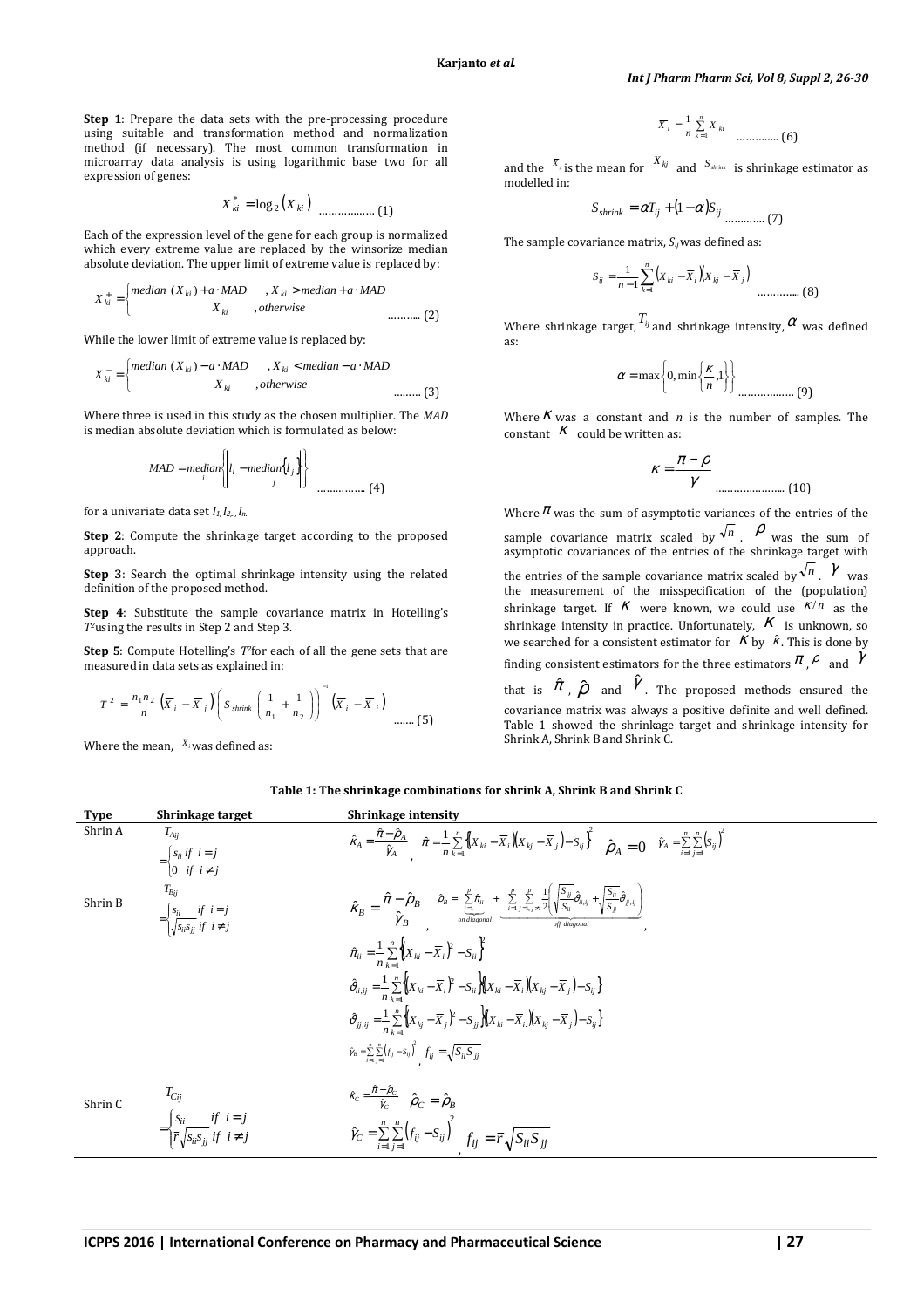**Step 1**: Prepare the data sets with the pre-processing procedure using suitable and transformation method and normalization method (if necessary). The most common transformation in microarray data analysis is using logarithmic base two for all expression of genes:

$$X_{ki}^{*} = \log_2 (X_{ki}) \quad \text{.................. (1)}$$

Each of the expression level of the gene for each group is normalized which every extreme value are replaced by the winsorize median absolute deviation. The upper limit of extreme value is replaced by:

$$X_{ki}^{+} = \begin{cases} median\ (X_{ki}) + a \cdot MAD & , X_{ki} > median + a \cdot MAD \\ X_{ki} & , otherwise \end{cases} \quad \text{.......... (2)}$$

While the lower limit of extreme value is replaced by:

$$X_{ki}^{-} = \begin{cases} median\ (X_{ki}) - a \cdot MAD & , X_{ki} < median - a \cdot MAD \\ X_{ki} & , otherwise \end{cases} \quad \text{......... (3)}$$

Where three is used in this study as the chosen multiplier. The *MAD* is median absolute deviation which is formulated as below:

$$MAD = \underset{i}{median}\left\{ \left| l_i - \underset{j}{median}\{l_j\} \right| \right\} \quad \text{............... (4)}$$

for a univariate data set $l_1, l_2, , l_n$.

**Step 2**: Compute the shrinkage target according to the proposed approach.

**Step 3**: Search the optimal shrinkage intensity using the related definition of the proposed method.

**Step 4**: Substitute the sample covariance matrix in Hotelling's $T^2$ using the results in Step 2 and Step 3.

**Step 5**: Compute Hotelling's $T^2$ for each of all the gene sets that are measured in data sets as explained in:

$$T^2 = \frac{n_1 n_2}{n} (\overline{X}_i - \overline{X}_j)' \left( S_{shrink} \left( \frac{1}{n_1} + \frac{1}{n_2} \right) \right)^{-1} (\overline{X}_i - \overline{X}_j) \quad \text{....... (5)}$$

Where the mean, $\overline{X}_i$ was defined as:

$$\overline{X}_i = \frac{1}{n} \sum_{k=1}^{n} X_{ki} \quad \text{.............. (6)}$$

and the $\overline{X}_j$ is the mean for $X_{kj}$ and $S_{shrink}$ is shrinkage estimator as modelled in:

$$S_{shrink} = \alpha T_{ij} + (1-\alpha) S_{ij} \quad \text{............ (7)}$$

The sample covariance matrix, $S_{ij}$ was defined as:

$$S_{ij} = \frac{1}{n-1} \sum_{k=1}^{n} (X_{ki} - \overline{X}_i)(X_{kj} - \overline{X}_j) \quad \text{............. (8)}$$

Where shrinkage target, $T_{ij}$ and shrinkage intensity, $\alpha$ was defined as:

$$\alpha = \max\left\{ 0, \min\left\{ \frac{\kappa}{n}, 1 \right\} \right\} \quad \text{................. (9)}$$

Where $\kappa$ was a constant and $n$ is the number of samples. The constant $\kappa$ could be written as:

$$\kappa = \frac{\pi - \rho}{\gamma} \quad \text{...................... (10)}$$

Where $\pi$ was the sum of asymptotic variances of the entries of the sample covariance matrix scaled by $\sqrt{n}$. $\rho$ was the sum of asymptotic covariances of the entries of the shrinkage target with the entries of the sample covariance matrix scaled by $\sqrt{n}$. $\gamma$ was the measurement of the misspecification of the (population) shrinkage target. If $\kappa$ were known, we could use $\kappa/n$ as the shrinkage intensity in practice. Unfortunately, $\kappa$ is unknown, so we searched for a consistent estimator for $\kappa$ by $\hat{\kappa}$. This is done by finding consistent estimators for the three estimators $\pi$, $\rho$ and $\gamma$ that is $\hat{\pi}$, $\hat{\rho}$ and $\hat{\gamma}$. The proposed methods ensured the covariance matrix was always a positive definite and well defined. Table 1 showed the shrinkage target and shrinkage intensity for Shrink A, Shrink B and Shrink C.

**Table 1: The shrinkage combinations for shrink A, Shrink B and Shrink C**

| Type | Shrinkage target | Shrinkage intensity |
|---|---|---|
| Shrin A | $T_{Aij} = \begin{cases} s_{ii} & if\ i=j \\ 0 & if\ i \neq j \end{cases}$ | $\hat{\kappa}_A = \frac{\hat{\pi} - \hat{\rho}_A}{\hat{\gamma}_A}$, $\hat{\pi} = \frac{1}{n} \sum_{k=1}^{n} \left\{ (X_{ki} - \overline{X}_i)(X_{kj} - \overline{X}_j) - S_{ij} \right\}^2$ $\hat{\rho}_A = 0$ $\hat{\gamma}_A = \sum_{i=1}^{n} \sum_{j=1}^{n} (S_{ij})^2$ |
| Shrin B | $T_{Bij} = \begin{cases} s_{ii} & if\ i=j \\ \sqrt{s_{ii}s_{jj}} & if\ i \neq j \end{cases}$ | $\hat{\kappa}_B = \frac{\hat{\pi} - \hat{\rho}_B}{\hat{\gamma}_B}$, $\hat{\rho}_B = \underbrace{\sum_{i=1}^{p} \hat{\pi}_{ii}}_{on\ diagonal} + \underbrace{\sum_{i=1}^{p} \sum_{j=1, j \neq i}^{p} \frac{1}{2} \left( \sqrt{\frac{S_{jj}}{S_{ii}}} \hat{\vartheta}_{ii,ij} + \sqrt{\frac{S_{ii}}{S_{jj}}} \hat{\vartheta}_{jj,ij} \right)}_{off\ diagonal}$, $\hat{\pi}_{ii} = \frac{1}{n} \sum_{k=1}^{n} \left\{ (X_{ki} - \overline{X}_i)^2 - S_{ii} \right\}^2$ $\hat{\vartheta}_{ii,ij} = \frac{1}{n} \sum_{k=1}^{n} \left\{ (X_{ki} - \overline{X}_i)^2 - S_{ii} \right\} \left\{ (X_{ki} - \overline{X}_i)(X_{kj} - \overline{X}_j) - S_{ij} \right\}$ $\hat{\vartheta}_{jj,ij} = \frac{1}{n} \sum_{k=1}^{n} \left\{ (X_{kj} - \overline{X}_j)^2 - S_{jj} \right\} \left\{ (X_{ki} - \overline{X}_i)(X_{kj} - \overline{X}_j) - S_{ij} \right\}$ $\hat{\gamma}_B = \sum_{i=1}^{n} \sum_{j=1}^{n} (f_{ij} - s_{ij})^2$, $f_{ij} = \sqrt{S_{ii}S_{jj}}$ |
| Shrin C | $T_{Cij} = \begin{cases} s_{ii} & if\ i=j \\ \bar{r}\sqrt{s_{ii}s_{jj}} & if\ i \neq j \end{cases}$ | $\hat{\kappa}_C = \frac{\hat{\pi} - \hat{\rho}_C}{\hat{\gamma}_C}$ $\hat{\rho}_C = \hat{\rho}_B$ $\hat{\gamma}_C = \sum_{i=1}^{n} \sum_{j=1}^{n} (f_{ij} - s_{ij})^2$, $f_{ij} = \bar{r}\sqrt{S_{ii}S_{jj}}$ |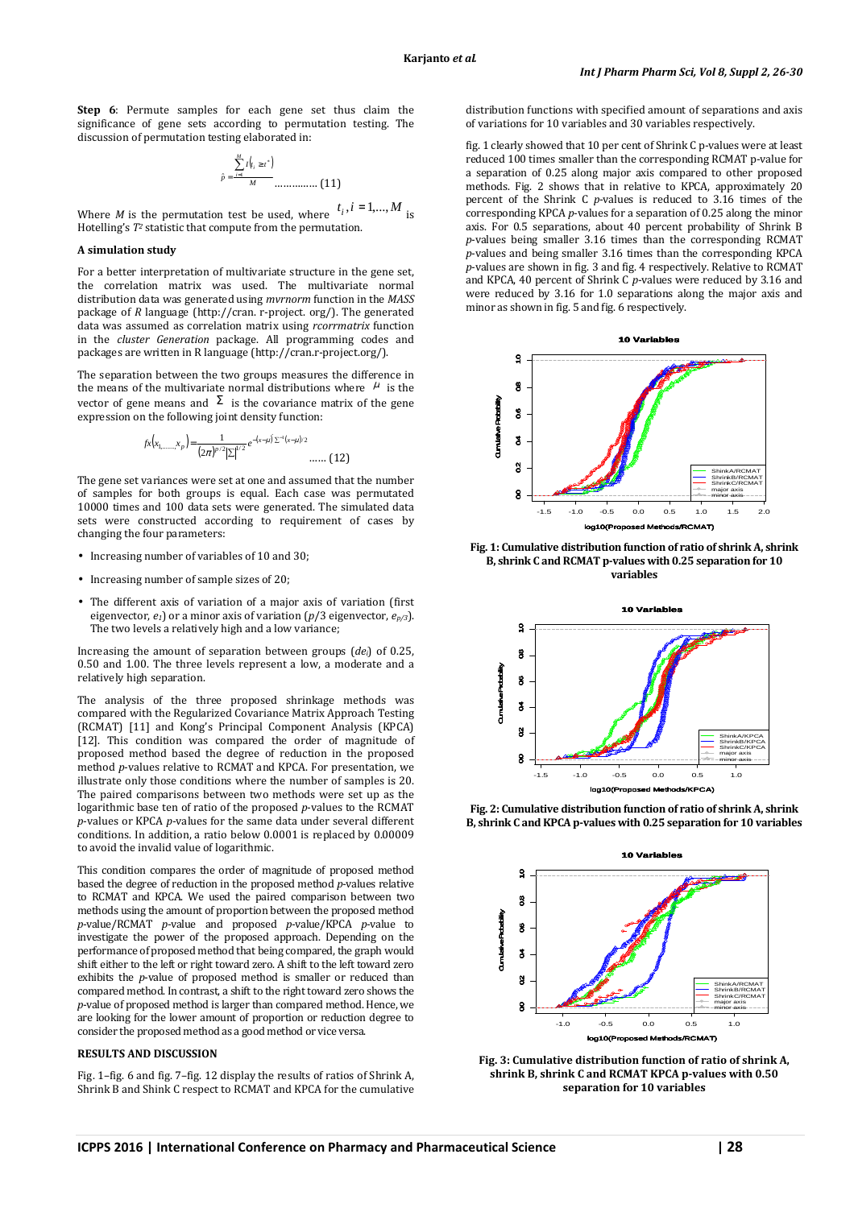**Step 6**: Permute samples for each gene set thus claim the significance of gene sets according to permutation testing. The discussion of permutation testing elaborated in:

$$\hat{p} = \frac{\sum_{i=1}^{M} I(t_i \geq t^*)}{M} \quad \ldots\ldots\ldots\ldots (11)$$

Where $M$ is the permutation test be used, where $t_i, i = 1, \ldots, M$ is Hotelling's $T^2$ statistic that compute from the permutation.

#### A simulation study

For a better interpretation of multivariate structure in the gene set, the correlation matrix was used. The multivariate normal distribution data was generated using *mvrnorm* function in the *MASS* package of *R* language (http://cran. r-project. org/). The generated data was assumed as correlation matrix using *rcorrmatrix* function in the *cluster Generation* package. All programming codes and packages are written in R language (http://cran.r-project.org/).

The separation between the two groups measures the difference in the means of the multivariate normal distributions where $\mu$ is the vector of gene means and $\Sigma$ is the covariance matrix of the gene expression on the following joint density function:

$$fx(x_1, \ldots, x_p) = \frac{1}{(2\pi)^{p/2}|\Sigma|^{1/2}} e^{-(x-\mu)' \Sigma^{-1}(x-\mu)/2} \quad \ldots\ldots (12)$$

The gene set variances were set at one and assumed that the number of samples for both groups is equal. Each case was permutated 10000 times and 100 data sets were generated. The simulated data sets were constructed according to requirement of cases by changing the four parameters:

- Increasing number of variables of 10 and 30;
- Increasing number of sample sizes of 20;
- The different axis of variation of a major axis of variation (first eigenvector, $e_1$) or a minor axis of variation ($p$/3 eigenvector, $e_{p/3}$). The two levels a relatively high and a low variance;

Increasing the amount of separation between groups ($de_i$) of 0.25, 0.50 and 1.00. The three levels represent a low, a moderate and a relatively high separation.

The analysis of the three proposed shrinkage methods was compared with the Regularized Covariance Matrix Approach Testing (RCMAT) [11] and Kong's Principal Component Analysis (KPCA) [12]. This condition was compared the order of magnitude of proposed method based the degree of reduction in the proposed method $p$-values relative to RCMAT and KPCA. For presentation, we illustrate only those conditions where the number of samples is 20. The paired comparisons between two methods were set up as the logarithmic base ten of ratio of the proposed $p$-values to the RCMAT $p$-values or KPCA $p$-values for the same data under several different conditions. In addition, a ratio below 0.0001 is replaced by 0.00009 to avoid the invalid value of logarithmic.

This condition compares the order of magnitude of proposed method based the degree of reduction in the proposed method $p$-values relative to RCMAT and KPCA. We used the paired comparison between two methods using the amount of proportion between the proposed method $p$-value/RCMAT $p$-value and proposed $p$-value/KPCA $p$-value to investigate the power of the proposed approach. Depending on the performance of proposed method that being compared, the graph would shift either to the left or right toward zero. A shift to the left toward zero exhibits the $p$-value of proposed method is smaller or reduced than compared method. In contrast, a shift to the right toward zero shows the $p$-value of proposed method is larger than compared method. Hence, we are looking for the lower amount of proportion or reduction degree to consider the proposed method as a good method or vice versa.

## RESULTS AND DISCUSSION

Fig. 1–fig. 6 and fig. 7–fig. 12 display the results of ratios of Shrink A, Shrink B and Shink C respect to RCMAT and KPCA for the cumulative distribution functions with specified amount of separations and axis of variations for 10 variables and 30 variables respectively.

fig. 1 clearly showed that 10 per cent of Shrink C p-values were at least reduced 100 times smaller than the corresponding RCMAT p-value for a separation of 0.25 along major axis compared to other proposed methods. Fig. 2 shows that in relative to KPCA, approximately 20 percent of the Shrink C $p$-values is reduced to 3.16 times of the corresponding KPCA $p$-values for a separation of 0.25 along the minor axis. For 0.5 separations, about 40 percent probability of Shrink B $p$-values being smaller 3.16 times than the corresponding RCMAT $p$-values and being smaller 3.16 times than the corresponding KPCA $p$-values are shown in fig. 3 and fig. 4 respectively. Relative to RCMAT and KPCA, 40 percent of Shrink C $p$-values were reduced by 3.16 and were reduced by 3.16 for 1.0 separations along the major axis and minor as shown in fig. 5 and fig. 6 respectively.

**Fig. 1: Cumulative distribution function of ratio of shrink A, shrink B, shrink C and RCMAT p-values with 0.25 separation for 10 variables**

**Fig. 2: Cumulative distribution function of ratio of shrink A, shrink B, shrink C and KPCA p-values with 0.25 separation for 10 variables**

**Fig. 3: Cumulative distribution function of ratio of shrink A, shrink B, shrink C and RCMAT KPCA p-values with 0.50 separation for 10 variables**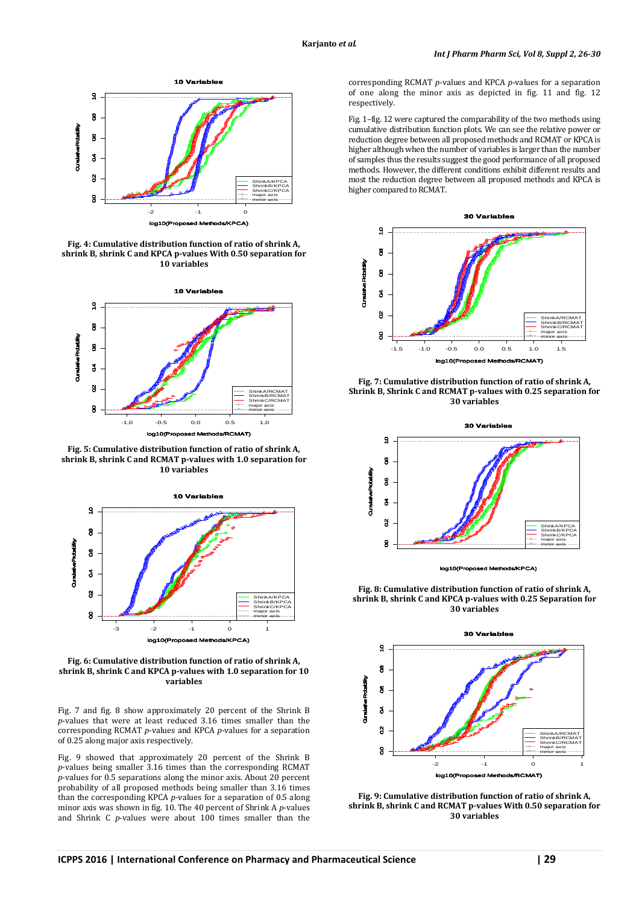Fig. 4: Cumulative distribution function of ratio of shrink A, shrink B, shrink C and KPCA p-values With 0.50 separation for 10 variables

Fig. 5: Cumulative distribution function of ratio of shrink A, shrink B, shrink C and RCMAT p-values with 1.0 separation for 10 variables

Fig. 6: Cumulative distribution function of ratio of shrink A, shrink B, shrink C and KPCA p-values with 1.0 separation for 10 variables

Fig. 7 and fig. 8 show approximately 20 percent of the Shrink B *p*-values that were at least reduced 3.16 times smaller than the corresponding RCMAT *p*-values and KPCA *p*-values for a separation of 0.25 along major axis respectively.

Fig. 9 showed that approximately 20 percent of the Shrink B *p*-values being smaller 3.16 times than the corresponding RCMAT *p*-values for 0.5 separations along the minor axis. About 20 percent probability of all proposed methods being smaller than 3.16 times than the corresponding KPCA *p*-values for a separation of 0.5 along minor axis was shown in fig. 10. The 40 percent of Shrink A *p*-values and Shrink C *p*-values were about 100 times smaller than the corresponding RCMAT *p*-values and KPCA *p*-values for a separation of one along the minor axis as depicted in fig. 11 and fig. 12 respectively.

Fig. 1–fig. 12 were captured the comparability of the two methods using cumulative distribution function plots. We can see the relative power or reduction degree between all proposed methods and RCMAT or KPCA is higher although when the number of variables is larger than the number of samples thus the results suggest the good performance of all proposed methods. However, the different conditions exhibit different results and most the reduction degree between all proposed methods and KPCA is higher compared to RCMAT.

Fig. 7: Cumulative distribution function of ratio of shrink A, Shrink B, Shrink C and RCMAT p-values with 0.25 separation for 30 variables

Fig. 8: Cumulative distribution function of ratio of shrink A, shrink B, shrink C and KPCA p-values with 0.25 Separation for 30 variables

Fig. 9: Cumulative distribution function of ratio of shrink A, shrink B, shrink C and RCMAT p-values With 0.50 separation for 30 variables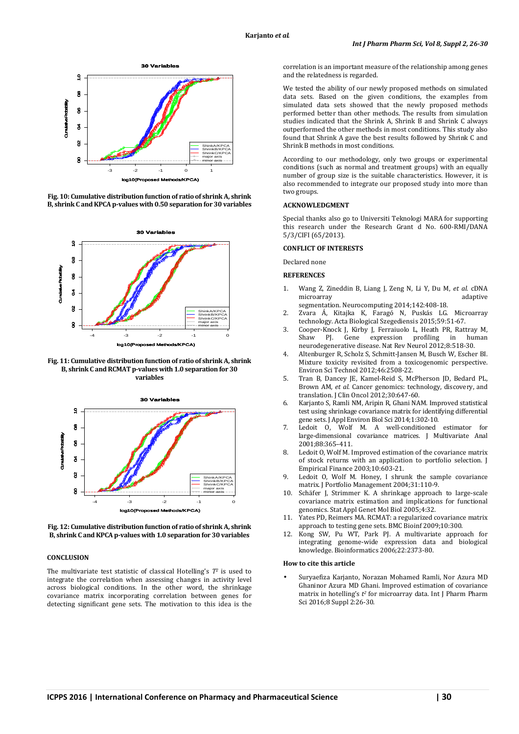30 Variables

Cumulative Probability

0.0
0.2
0.4
0.6
0.8
1.0

-3 -2 -1 0 1

log10(Proposed Methods/KPCA)

ShinkA/KPCA
ShrinkB/KPCA
ShrinkC/KPCA
major axis
minor axis

**Fig. 10: Cumulative distribution function of ratio of shrink A, shrink B, shrink C and KPCA p-values with 0.50 separation for 30 variables**

30 Variables

Cumulative Probability

0.0
0.2
0.4
0.6
0.8
1.0

-4 -3 -2 -1 0

log10(Proposed Methods/KPCA)

ShinkA/KPCA
ShrinkB/KPCA
ShrinkC/KPCA
major axis
minor axis

**Fig. 11: Cumulative distribution function of ratio of shrink A, shrink B, shrink C and RCMAT p-values with 1.0 separation for 30 variables**

30 Variables

Cumulative Probability

0.0
0.2
0.4
0.6
0.8
1.0

-4 -3 -2 -1 0

log10(Proposed Methods/KPCA)

ShinkA/KPCA
ShrinkB/KPCA
ShrinkC/KPCA
major axis
minor axis

**Fig. 12: Cumulative distribution function of ratio of shrink A, shrink B, shrink C and KPCA p-values with 1.0 separation for 30 variables**

## CONCLUSION

The multivariate test statistic of classical Hotelling's $T^2$ is used to integrate the correlation when assessing changes in activity level across biological conditions. In the other word, the shrinkage covariance matrix incorporating correlation between genes for detecting significant gene sets. The motivation to this idea is the correlation is an important measure of the relationship among genes and the relatedness is regarded.

We tested the ability of our newly proposed methods on simulated data sets. Based on the given conditions, the examples from simulated data sets showed that the newly proposed methods performed better than other methods. The results from simulation studies indicated that the Shrink A, Shrink B and Shrink C always outperformed the other methods in most conditions. This study also found that Shrink A gave the best results followed by Shrink C and Shrink B methods in most conditions.

According to our methodology, only two groups or experimental conditions (such as normal and treatment groups) with an equally number of group size is the suitable characteristics. However, it is also recommended to integrate our proposed study into more than two groups.

## ACKNOWLEDGMENT

Special thanks also go to Universiti Teknologi MARA for supporting this research under the Research Grant d No. 600-RMI/DANA 5/3/CIFI (65/2013).

## CONFLICT OF INTERESTS

Declared none

## REFERENCES

1. Wang Z, Zineddin B, Liang J, Zeng N, Li Y, Du M, *et al*. cDNA microarray adaptive segmentation. Neurocomputing 2014;142:408-18.
2. Zvara Á, Kitajka K, Faragó N, Puskás LG. Microarray technology. Acta Biological Szegediensis 2015;59:51-67.
3. Cooper-Knock J, Kirby J, Ferraiuolo L, Heath PR, Rattray M, Shaw PJ. Gene expression profiling in human neurodegenerative disease. Nat Rev Neurol 2012;8:518-30.
4. Altenburger R, Scholz S, Schmitt-Jansen M, Busch W, Escher BI. Mixture toxicity revisited from a toxicogenomic perspective. Environ Sci Technol 2012;46:2508-22.
5. Tran B, Dancey JE, Kamel-Reid S, McPherson JD, Bedard PL, Brown AM, *et al*. Cancer genomics: technology, discovery, and translation. J Clin Oncol 2012;30:647-60.
6. Karjanto S, Ramli NM, Aripin R, Ghani NAM. Improved statistical test using shrinkage covariance matrix for identifying differential gene sets. J Appl Environ Biol Sci 2014;1:302-10.
7. Ledoit O, Wolf M. A well-conditioned estimator for large-dimensional covariance matrices. J Multivariate Anal 2001;88:365–411.
8. Ledoit O, Wolf M. Improved estimation of the covariance matrix of stock returns with an application to portfolio selection. J Empirical Finance 2003;10:603-21.
9. Ledoit O, Wolf M. Honey, I shrunk the sample covariance matrix. J Portfolio Management 2004;31:110-9.
10. Schäfer J, Strimmer K. A shrinkage approach to large-scale covariance matrix estimation and implications for functional genomics. Stat Appl Genet Mol Biol 2005;4:32.
11. Yates PD, Reimers MA. RCMAT: a regularized covariance matrix approach to testing gene sets. BMC Bioinf 2009;10:300.
12. Kong SW, Pu WT, Park PJ. A multivariate approach for integrating genome-wide expression data and biological knowledge. Bioinformatics 2006;22:2373-80.

### How to cite this article

- Suryaefiza Karjanto, Norazan Mohamed Ramli, Nor Azura MD Ghaninor Azura MD Ghani. Improved estimation of covariance matrix in hotelling's $t^2$ for microarray data. Int J Pharm Pharm Sci 2016;8 Suppl 2:26-30.